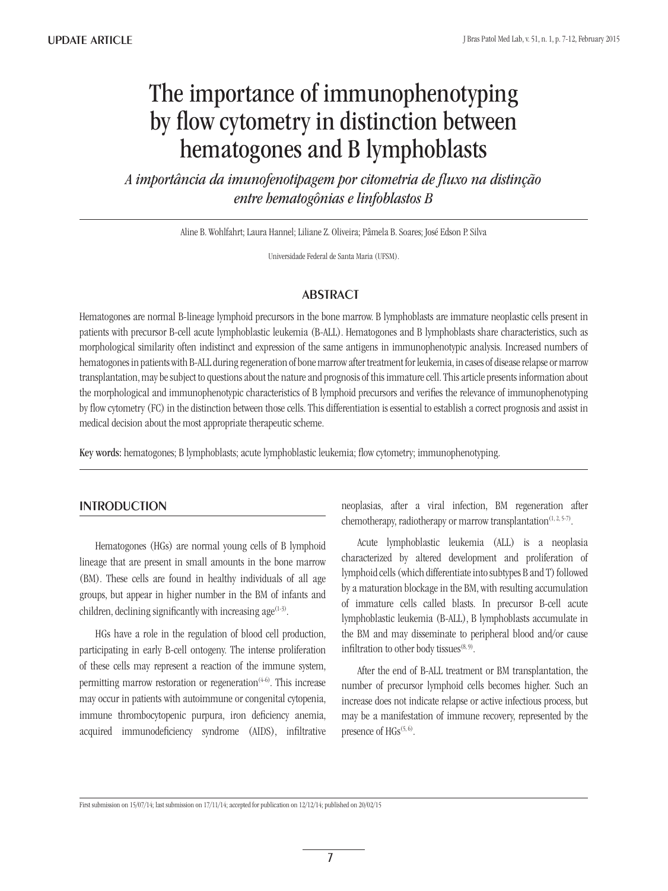UPDATE ARTICLE

# The importance of immunophenotyping by flow cytometry in distinction between hematogones and B lymphoblasts

*A importância da imunofenotipagem por citometria de fluxo na distinção entre hematogônias e linfoblastos B*

Aline B. Wohlfahrt; Laura Hannel; Liliane Z. Oliveira; Pâmela B. Soares; José Edson P. Silva

Universidade Federal de Santa Maria (UFSM).

## ABSTRACT

Hematogones are normal B-lineage lymphoid precursors in the bone marrow. B lymphoblasts are immature neoplastic cells present in patients with precursor B-cell acute lymphoblastic leukemia (B-ALL). Hematogones and B lymphoblasts share characteristics, such as morphological similarity often indistinct and expression of the same antigens in immunophenotypic analysis. Increased numbers of hematogones in patients with B-ALL during regeneration of bone marrow after treatment for leukemia, in cases of disease relapse or marrow transplantation, may be subject to questions about the nature and prognosis of this immature cell. This article presents information about the morphological and immunophenotypic characteristics of B lymphoid precursors and verifies the relevance of immunophenotyping by flow cytometry (FC) in the distinction between those cells. This differentiation is essential to establish a correct prognosis and assist in medical decision about the most appropriate therapeutic scheme.

**Key words:** hematogones; B lymphoblasts; acute lymphoblastic leukemia; flow cytometry; immunophenotyping.

## INTRODUCTION

Hematogones (HGs) are normal young cells of B lymphoid lineage that are present in small amounts in the bone marrow (BM). These cells are found in healthy individuals of all age groups, but appear in higher number in the BM of infants and children, declining significantly with increasing age[1-3].

HGs have a role in the regulation of blood cell production, participating in early B-cell ontogeny. The intense proliferation of these cells may represent a reaction of the immune system, permitting marrow restoration or regeneration[4-6]. This increase may occur in patients with autoimmune or congenital cytopenia, immune thrombocytopenic purpura, iron deficiency anemia, acquired immunodeficiency syndrome (AIDS), infiltrative neoplasias, after a viral infection, BM regeneration after chemotherapy, radiotherapy or marrow transplantation[1, 2, 5-7].

Acute lymphoblastic leukemia (ALL) is a neoplasia characterized by altered development and proliferation of lymphoid cells (which differentiate into subtypes B and T) followed by a maturation blockage in the BM, with resulting accumulation of immature cells called blasts. In precursor B-cell acute lymphoblastic leukemia (B-ALL), B lymphoblasts accumulate in the BM and may disseminate to peripheral blood and/or cause infiltration to other body tissues[8, 9].

After the end of B-ALL treatment or BM transplantation, the number of precursor lymphoid cells becomes higher. Such an increase does not indicate relapse or active infectious process, but may be a manifestation of immune recovery, represented by the presence of HGs[5, 6].

First submission on 15/07/14; last submission on 17/11/14; accepted for publication on 12/12/14; published on 20/02/15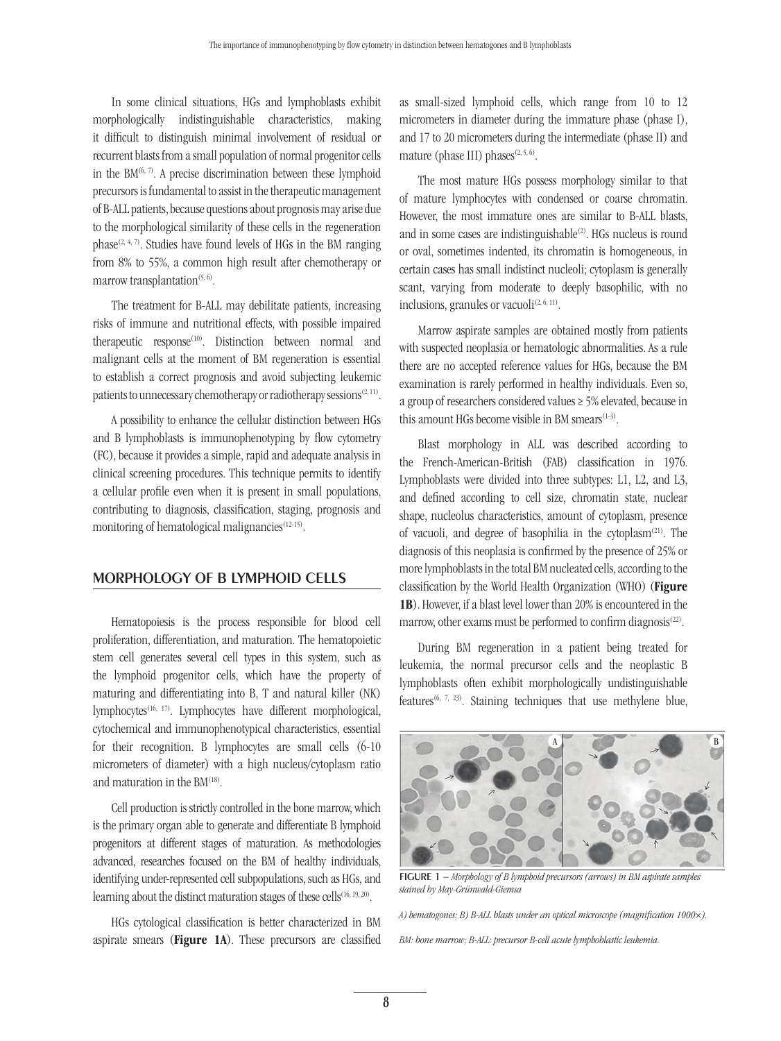In some clinical situations, HGs and lymphoblasts exhibit morphologically indistinguishable characteristics, making it difficult to distinguish minimal involvement of residual or recurrent blasts from a small population of normal progenitor cells in the BM[6, 7]. A precise discrimination between these lymphoid precursors is fundamental to assist in the therapeutic management of B-ALL patients, because questions about prognosis may arise due to the morphological similarity of these cells in the regeneration phase[2, 4, 7]. Studies have found levels of HGs in the BM ranging from 8% to 55%, a common high result after chemotherapy or marrow transplantation[5, 6].

The treatment for B-ALL may debilitate patients, increasing risks of immune and nutritional effects, with possible impaired therapeutic response[10]. Distinction between normal and malignant cells at the moment of BM regeneration is essential to establish a correct prognosis and avoid subjecting leukemic patients to unnecessary chemotherapy or radiotherapy sessions[2, 11].

A possibility to enhance the cellular distinction between HGs and B lymphoblasts is immunophenotyping by flow cytometry (FC), because it provides a simple, rapid and adequate analysis in clinical screening procedures. This technique permits to identify a cellular profile even when it is present in small populations, contributing to diagnosis, classification, staging, prognosis and monitoring of hematological malignancies[12-15].

## MORPHOLOGY OF B LYMPHOID CELLS

Hematopoiesis is the process responsible for blood cell proliferation, differentiation, and maturation. The hematopoietic stem cell generates several cell types in this system, such as the lymphoid progenitor cells, which have the property of maturing and differentiating into B, T and natural killer (NK) lymphocytes[16, 17]. Lymphocytes have different morphological, cytochemical and immunophenotypical characteristics, essential for their recognition. B lymphocytes are small cells (6-10 micrometers of diameter) with a high nucleus/cytoplasm ratio and maturation in the BM[18].

Cell production is strictly controlled in the bone marrow, which is the primary organ able to generate and differentiate B lymphoid progenitors at different stages of maturation. As methodologies advanced, researches focused on the BM of healthy individuals, identifying under-represented cell subpopulations, such as HGs, and learning about the distinct maturation stages of these cells[16, 19, 20].

HGs cytological classification is better characterized in BM aspirate smears (**Figure 1A**). These precursors are classified as small-sized lymphoid cells, which range from 10 to 12 micrometers in diameter during the immature phase (phase I), and 17 to 20 micrometers during the intermediate (phase II) and mature (phase III) phases[2, 5, 6].

The most mature HGs possess morphology similar to that of mature lymphocytes with condensed or coarse chromatin. However, the most immature ones are similar to B-ALL blasts, and in some cases are indistinguishable[2]. HGs nucleus is round or oval, sometimes indented, its chromatin is homogeneous, in certain cases has small indistinct nucleoli; cytoplasm is generally scant, varying from moderate to deeply basophilic, with no inclusions, granules or vacuoli[2, 6, 11].

Marrow aspirate samples are obtained mostly from patients with suspected neoplasia or hematologic abnormalities. As a rule there are no accepted reference values for HGs, because the BM examination is rarely performed in healthy individuals. Even so, a group of researchers considered values ≥ 5% elevated, because in this amount HGs become visible in BM smears[1-3].

Blast morphology in ALL was described according to the French-American-British (FAB) classification in 1976. Lymphoblasts were divided into three subtypes: L1, L2, and L3, and defined according to cell size, chromatin state, nuclear shape, nucleolus characteristics, amount of cytoplasm, presence of vacuoli, and degree of basophilia in the cytoplasm[21]. The diagnosis of this neoplasia is confirmed by the presence of 25% or more lymphoblasts in the total BM nucleated cells, according to the classification by the World Health Organization (WHO) (**Figure 1B**). However, if a blast level lower than 20% is encountered in the marrow, other exams must be performed to confirm diagnosis[22].

During BM regeneration in a patient being treated for leukemia, the normal precursor cells and the neoplastic B lymphoblasts often exhibit morphologically undistinguishable features[6, 7, 23]. Staining techniques that use methylene blue,

FIGURE 1 – *Morphology of B lymphoid precursors (arrows) in BM aspirate samples stained by May-Grünwald-Giemsa*

*A) hematogones; B) B-ALL blasts under an optical microscope (magnification 1000×).*

*BM: bone marrow; B-ALL: precursor B-cell acute lymphoblastic leukemia.*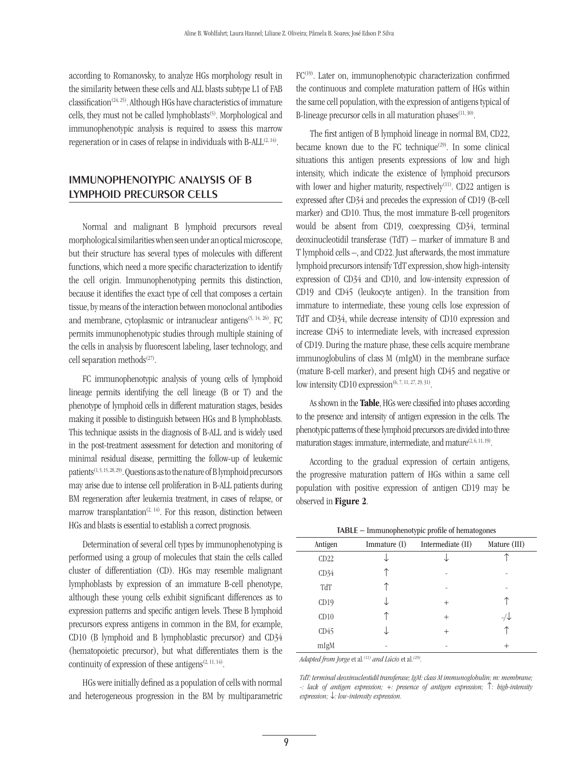according to Romanovsky, to analyze HGs morphology result in the similarity between these cells and ALL blasts subtype L1 of FAB classification[24, 25]. Although HGs have characteristics of immature cells, they must not be called lymphoblasts[5]. Morphological and immunophenotypic analysis is required to assess this marrow regeneration or in cases of relapse in individuals with B-ALL[2, 14].

## IMMUNOPHENOTYPIC ANALYSIS OF B LYMPHOID PRECURSOR CELLS

Normal and malignant B lymphoid precursors reveal morphological similarities when seen under an optical microscope, but their structure has several types of molecules with different functions, which need a more specific characterization to identify the cell origin. Immunophenotyping permits this distinction, because it identifies the exact type of cell that composes a certain tissue, by means of the interaction between monoclonal antibodies and membrane, cytoplasmic or intranuclear antigens[5, 14, 26]. FC permits immunophenotypic studies through multiple staining of the cells in analysis by fluorescent labeling, laser technology, and cell separation methods[27].

FC immunophenotypic analysis of young cells of lymphoid lineage permits identifying the cell lineage (B or T) and the phenotype of lymphoid cells in different maturation stages, besides making it possible to distinguish between HGs and B lymphoblasts. This technique assists in the diagnosis of B-ALL and is widely used in the post-treatment assessment for detection and monitoring of minimal residual disease, permitting the follow-up of leukemic patients[1, 5, 15, 28, 29]. Questions as to the nature of B lymphoid precursors may arise due to intense cell proliferation in B-ALL patients during BM regeneration after leukemia treatment, in cases of relapse, or marrow transplantation[2, 14]. For this reason, distinction between HGs and blasts is essential to establish a correct prognosis.

Determination of several cell types by immunophenotyping is performed using a group of molecules that stain the cells called cluster of differentiation (CD). HGs may resemble malignant lymphoblasts by expression of an immature B-cell phenotype, although these young cells exhibit significant differences as to expression patterns and specific antigen levels. These B lymphoid precursors express antigens in common in the BM, for example, CD10 (B lymphoid and B lymphoblastic precursor) and CD34 (hematopoietic precursor), but what differentiates them is the continuity of expression of these antigens[2, 11, 14].

HGs were initially defined as a population of cells with normal and heterogeneous progression in the BM by multiparametric FC[19]. Later on, immunophenotypic characterization confirmed the continuous and complete maturation pattern of HGs within the same cell population, with the expression of antigens typical of B-lineage precursor cells in all maturation phases[11, 30].

The first antigen of B lymphoid lineage in normal BM, CD22, became known due to the FC technique[29]. In some clinical situations this antigen presents expressions of low and high intensity, which indicate the existence of lymphoid precursors with lower and higher maturity, respectively[11]. CD22 antigen is expressed after CD34 and precedes the expression of CD19 (B-cell marker) and CD10. Thus, the most immature B-cell progenitors would be absent from CD19, coexpressing CD34, terminal deoxinucleotidil transferase (TdT) – marker of immature B and T lymphoid cells –, and CD22. Just afterwards, the most immature lymphoid precursors intensify TdT expression, show high-intensity expression of CD34 and CD10, and low-intensity expression of CD19 and CD45 (leukocyte antigen). In the transition from immature to intermediate, these young cells lose expression of TdT and CD34, while decrease intensity of CD10 expression and increase CD45 to intermediate levels, with increased expression of CD19. During the mature phase, these cells acquire membrane immunoglobulins of class M (mIgM) in the membrane surface (mature B-cell marker), and present high CD45 and negative or low intensity CD10 expression[6, 7, 11, 27, 29, 31].

As shown in the **Table**, HGs were classified into phases according to the presence and intensity of antigen expression in the cells. The phenotypic patterns of these lymphoid precursors are divided into three maturation stages: immature, intermediate, and mature[2, 6, 11, 19].

According to the gradual expression of certain antigens, the progressive maturation pattern of HGs within a same cell population with positive expression of antigen CD19 may be observed in **Figure 2**.

**TABLE – Immunophenotypic profile of hematogones**

| Antigen | Immature (I) | Intermediate (II) | Mature (III) |
|---|---|---|---|
| CD22 | ↓ | ↓ | ↑ |
| CD34 | ↑ | - | - |
| TdT | ↑ | - | - |
| CD19 | ↓ | + | ↑ |
| CD10 | ↑ | + | -/↓ |
| CD45 | ↓ | + | ↑ |
| mIgM | - | - | + |

*Adapted from Jorge* et al.*[11] and Lúcio* et al.*[29].*

*TdT: terminal deoxinucleotidil transferase; IgM: class M immunoglobulin; m: membrane; -: lack of antigen expression; +: presence of antigen expression; ↑: high-intensity expression; ↓: low-intensity expression.*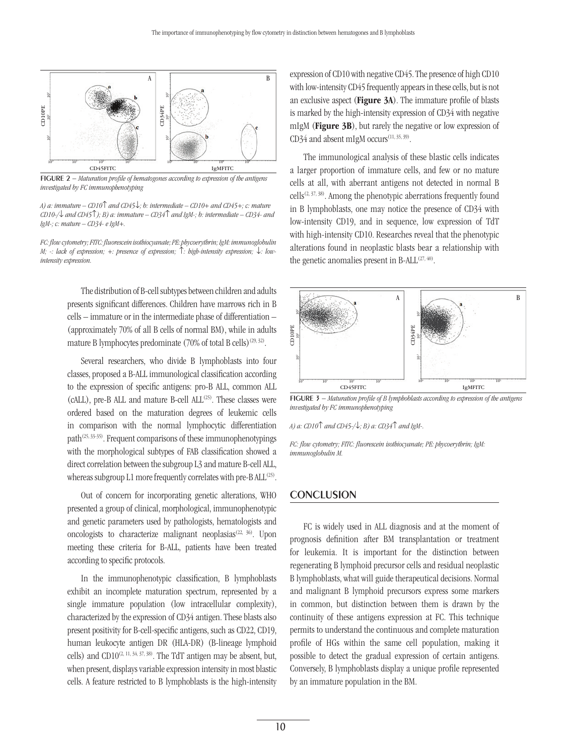FIGURE 2 – *Maturation profile of hematogones according to expression of the antigens investigated by FC immunophenotyping*

*A) a: immature – CD10↑ and CD45↓; b: intermediate – CD10+ and CD45+; c: mature CD10-/↓ and CD45↑); B) a: immature – CD34↑ and IgM-; b: intermediate – CD34- and IgM-; c: mature – CD34- e IgM+.*

*FC: flow cytometry; FITC: fluorescein isothiocyanate; PE: phycoerythrin; IgM: immunoglobulin M; -: lack of expression; +: presence of expression; ↑: high-intensity expression; ↓: low-intensity expression.*

The distribution of B-cell subtypes between children and adults presents significant differences. Children have marrows rich in B cells – immature or in the intermediate phase of differentiation – (approximately 70% of all B cells of normal BM), while in adults mature B lymphocytes predominate (70% of total B cells)[29, 32].

Several researchers, who divide B lymphoblasts into four classes, proposed a B-ALL immunological classification according to the expression of specific antigens: pro-B ALL, common ALL (cALL), pre-B ALL and mature B-cell ALL[25]. These classes were ordered based on the maturation degrees of leukemic cells in comparison with the normal lymphocytic differentiation path[25, 33-35]. Frequent comparisons of these immunophenotypings with the morphological subtypes of FAB classification showed a direct correlation between the subgroup L3 and mature B-cell ALL, whereas subgroup L1 more frequently correlates with pre-B ALL[25].

Out of concern for incorporating genetic alterations, WHO presented a group of clinical, morphological, immunophenotypic and genetic parameters used by pathologists, hematologists and oncologists to characterize malignant neoplasias[22, 36]. Upon meeting these criteria for B-ALL, patients have been treated according to specific protocols.

In the immunophenotypic classification, B lymphoblasts exhibit an incomplete maturation spectrum, represented by a single immature population (low intracellular complexity), characterized by the expression of CD34 antigen. These blasts also present positivity for B-cell-specific antigens, such as CD22, CD19, human leukocyte antigen DR (HLA-DR) (B-lineage lymphoid cells) and CD10[2, 11, 34, 37, 38]. The TdT antigen may be absent, but, when present, displays variable expression intensity in most blastic cells. A feature restricted to B lymphoblasts is the high-intensity expression of CD10 with negative CD45. The presence of high CD10 with low-intensity CD45 frequently appears in these cells, but is not an exclusive aspect (**Figure 3A**). The immature profile of blasts is marked by the high-intensity expression of CD34 with negative mIgM (**Figure 3B**), but rarely the negative or low expression of CD34 and absent mIgM occurs[11, 35, 39].

The immunological analysis of these blastic cells indicates a larger proportion of immature cells, and few or no mature cells at all, with aberrant antigens not detected in normal B cells[2, 37, 38]. Among the phenotypic aberrations frequently found in B lymphoblasts, one may notice the presence of CD34 with low-intensity CD19, and in sequence, low expression of TdT with high-intensity CD10. Researches reveal that the phenotypic alterations found in neoplastic blasts bear a relationship with the genetic anomalies present in B-ALL[27, 40].

FIGURE 3 – *Maturation profile of B lymphoblasts according to expression of the antigens investigated by FC immunophenotyping*

*A) a: CD10↑ and CD45-/↓; B) a: CD34↑ and IgM-.*

*FC: flow cytometry; FITC: fluorescein isothiocyanate; PE: phycoerythrin; IgM: immunoglobulin M.*

## CONCLUSION

FC is widely used in ALL diagnosis and at the moment of prognosis definition after BM transplantation or treatment for leukemia. It is important for the distinction between regenerating B lymphoid precursor cells and residual neoplastic B lymphoblasts, what will guide therapeutical decisions. Normal and malignant B lymphoid precursors express some markers in common, but distinction between them is drawn by the continuity of these antigens expression at FC. This technique permits to understand the continuous and complete maturation profile of HGs within the same cell population, making it possible to detect the gradual expression of certain antigens. Conversely, B lymphoblasts display a unique profile represented by an immature population in the BM.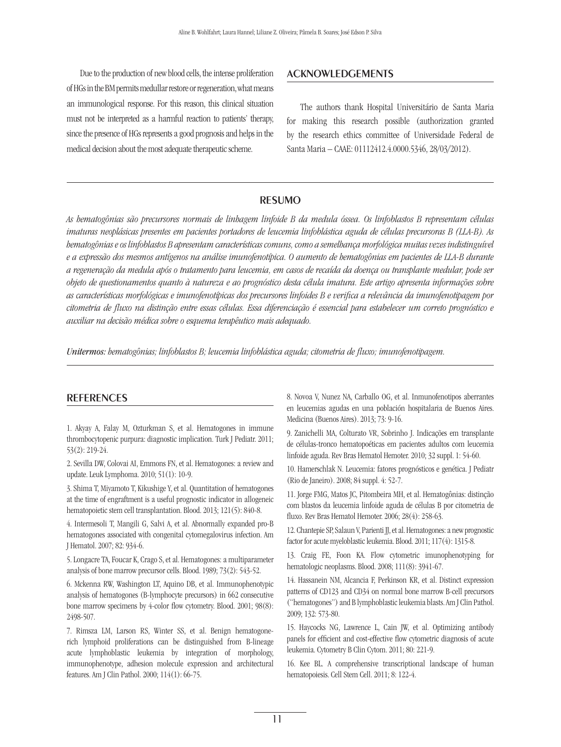Due to the production of new blood cells, the intense proliferation of HGs in the BM permits medullar restore or regeneration, what means an immunological response. For this reason, this clinical situation must not be interpreted as a harmful reaction to patients' therapy, since the presence of HGs represents a good prognosis and helps in the medical decision about the most adequate therapeutic scheme.

## ACKNOWLEDGEMENTS

The authors thank Hospital Universitário de Santa Maria for making this research possible (authorization granted by the research ethics committee of Universidade Federal de Santa Maria – CAAE: 01112412.4.0000.5346, 28/03/2012).

## RESUMO

*As hematogônias são precursores normais de linhagem linfoide B da medula óssea. Os linfoblastos B representam células imaturas neoplásicas presentes em pacientes portadores de leucemia linfoblástica aguda de células precursoras B (LLA-B). As hematogônias e os linfoblastos B apresentam características comuns, como a semelhança morfológica muitas vezes indistinguível e a expressão dos mesmos antígenos na análise imunofenotípica. O aumento de hematogônias em pacientes de LLA-B durante a regeneração da medula após o tratamento para leucemia, em casos de recaída da doença ou transplante medular, pode ser objeto de questionamentos quanto à natureza e ao prognóstico desta célula imatura. Este artigo apresenta informações sobre as características morfológicas e imunofenotípicas dos precursores linfoides B e verifica a relevância da imunofenotipagem por citometria de fluxo na distinção entre essas células. Essa diferenciação é essencial para estabelecer um correto prognóstico e auxiliar na decisão médica sobre o esquema terapêutico mais adequado.*

***Unitermos:*** *hematogônias; linfoblastos B; leucemia linfoblástica aguda; citometria de fluxo; imunofenotipagem.*

## REFERENCES

1. Akyay A, Falay M, Ozturkman S, et al. Hematogones in immune thrombocytopenic purpura: diagnostic implication. Turk J Pediatr. 2011; 53(2): 219-24.

2. Sevilla DW, Colovai AI, Emmons FN, et al. Hematogones: a review and update. Leuk Lymphoma. 2010; 51(1): 10-9.

3. Shima T, Miyamoto T, Kikushige Y, et al. Quantitation of hematogones at the time of engraftment is a useful prognostic indicator in allogeneic hematopoietic stem cell transplantation. Blood. 2013; 121(5): 840-8.

4. Intermesoli T, Mangili G, Salvi A, et al. Abnormally expanded pro-B hematogones associated with congenital cytomegalovirus infection. Am J Hematol. 2007; 82: 934-6.

5. Longacre TA, Foucar K, Crago S, et al. Hematogones: a multiparameter analysis of bone marrow precursor cells. Blood. 1989; 73(2): 543-52.

6. Mckenna RW, Washington LT, Aquino DB, et al. Immunophenotypic analysis of hematogones (B-lymphocyte precursors) in 662 consecutive bone marrow specimens by 4-color flow cytometry. Blood. 2001; 98(8): 2498-507.

7. Rimsza LM, Larson RS, Winter SS, et al. Benign hematogone-rich lymphoid proliferations can be distinguished from B-lineage acute lymphoblastic leukemia by integration of morphology, immunophenotype, adhesion molecule expression and architectural features. Am J Clin Pathol. 2000; 114(1): 66-75.

8. Novoa V, Nunez NA, Carballo OG, et al. Inmunofenotipos aberrantes en leucemias agudas en una población hospitalaria de Buenos Aires. Medicina (Buenos Aires). 2013; 73: 9-16.

9. Zanichelli MA, Colturato VR, Sobrinho J. Indicações em transplante de células-tronco hematopoéticas em pacientes adultos com leucemia linfoide aguda. Rev Bras Hematol Hemoter. 2010; 32 suppl. 1: 54-60.

10. Hamerschlak N. Leucemia: fatores prognósticos e genética. J Pediatr (Rio de Janeiro). 2008; 84 suppl. 4: 52-7.

11. Jorge FMG, Matos JC, Pitombeira MH, et al. Hematogônias: distinção com blastos da leucemia linfoide aguda de células B por citometria de fluxo. Rev Bras Hematol Hemoter. 2006; 28(4): 258-63.

12. Chantepie SP, Salaun V, Parienti JJ, et al. Hematogones: a new prognostic factor for acute myeloblastic leukemia. Blood. 2011; 117(4): 1315-8.

13. Craig FE, Foon KA. Flow cytometric imunophenotyping for hematologic neoplasms. Blood. 2008; 111(8): 3941-67.

14. Hassanein NM, Alcancia F, Perkinson KR, et al. Distinct expression patterns of CD123 and CD34 on normal bone marrow B-cell precursors ("hematogones") and B lymphoblastic leukemia blasts. Am J Clin Pathol. 2009; 132: 573-80.

15. Haycocks NG, Lawrence L, Cain JW, et al. Optimizing antibody panels for efficient and cost-effective flow cytometric diagnosis of acute leukemia. Cytometry B Clin Cytom. 2011; 80: 221-9.

16. Kee BL. A comprehensive transcriptional landscape of human hematopoiesis. Cell Stem Cell. 2011; 8: 122-4.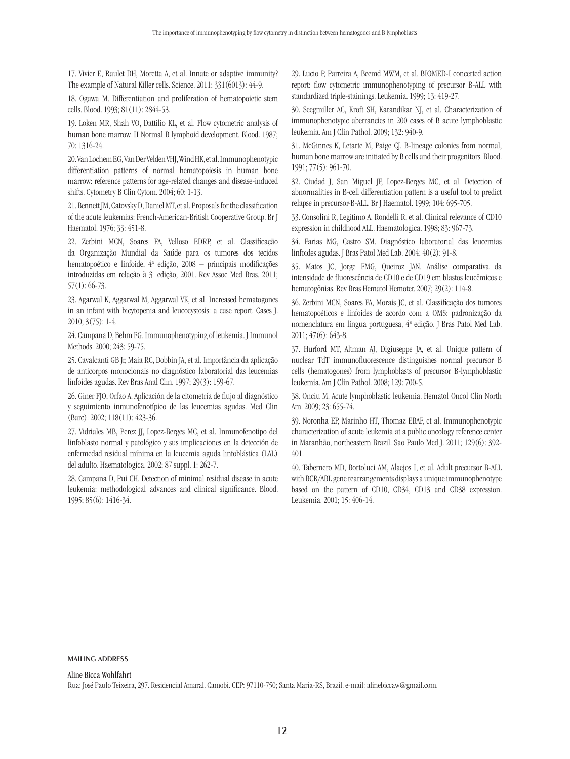17. Vivier E, Raulet DH, Moretta A, et al. Innate or adaptive immunity? The example of Natural Killer cells. Science. 2011; 331(6013): 44-9.

18. Ogawa M. Differentiation and proliferation of hematopoietic stem cells. Blood. 1993; 81(11): 2844-53.

19. Loken MR, Shah VO, Dattilio KL, et al. Flow cytometric analysis of human bone marrow. II Normal B lymphoid development. Blood. 1987; 70: 1316-24.

20. Van Lochem EG, Van Der Velden VHJ, Wind HK, et al. Immunophenotypic differentiation patterns of normal hematopoiesis in human bone marrow: reference patterns for age-related changes and disease-induced shifts. Cytometry B Clin Cytom. 2004; 60: 1-13.

21. Bennett JM, Catovsky D, Daniel MT, et al. Proposals for the classification of the acute leukemias: French-American-British Cooperative Group. Br J Haematol. 1976; 33: 451-8.

22. Zerbini MCN, Soares FA, Velloso EDRP, et al. Classificação da Organização Mundial da Saúde para os tumores dos tecidos hematopoético e linfoide, 4ª edição, 2008 – principais modificações introduzidas em relação à 3ª edição, 2001. Rev Assoc Med Bras. 2011; 57(1): 66-73.

23. Agarwal K, Aggarwal M, Aggarwal VK, et al. Increased hematogones in an infant with bicytopenia and leucocystosis: a case report. Cases J. 2010; 3(75): 1-4.

24. Campana D, Behm FG. Immunophenotyping of leukemia. J Immunol Methods. 2000; 243: 59-75.

25. Cavalcanti GB Jr, Maia RC, Dobbin JA, et al. Importância da aplicação de anticorpos monoclonais no diagnóstico laboratorial das leucemias linfoides agudas. Rev Bras Anal Clin. 1997; 29(3): 159-67.

26. Giner FJO, Orfao A. Aplicación de la citometría de flujo al diagnóstico y seguimiento inmunofenotípico de las leucemias agudas. Med Clin (Barc). 2002; 118(11): 423-36.

27. Vidriales MB, Perez JJ, Lopez-Berges MC, et al. Inmunofenotipo del linfoblasto normal y patológico y sus implicaciones en la detección de enfermedad residual mínima en la leucemia aguda linfoblástica (LAL) del adulto. Haematologica. 2002; 87 suppl. 1: 262-7.

28. Campana D, Pui CH. Detection of minimal residual disease in acute leukemia: methodological advances and clinical significance. Blood. 1995; 85(6): 1416-34.

29. Lucio P, Parreira A, Beemd MWM, et al. BIOMED-I concerted action report: flow cytometric immunophenotyping of precursor B-ALL with standardized triple-stainings. Leukemia. 1999; 13: 419-27.

30. Seegmiller AC, Kroft SH, Karandikar NJ, et al. Characterization of immunophenotypic aberrancies in 200 cases of B acute lymphoblastic leukemia. Am J Clin Pathol. 2009; 132: 940-9.

31. McGinnes K, Letarte M, Paige CJ. B-lineage colonies from normal, human bone marrow are initiated by B cells and their progenitors. Blood. 1991; 77(5): 961-70.

32. Ciudad J, San Miguel JF, Lopez-Berges MC, et al. Detection of abnormalities in B-cell differentiation pattern is a useful tool to predict relapse in precursor-B-ALL. Br J Haematol. 1999; 104: 695-705.

33. Consolini R, Legitimo A, Rondelli R, et al. Clinical relevance of CD10 expression in childhood ALL. Haematologica. 1998; 83: 967-73.

34. Farias MG, Castro SM. Diagnóstico laboratorial das leucemias linfoides agudas. J Bras Patol Med Lab. 2004; 40(2): 91-8.

35. Matos JC, Jorge FMG, Queiroz JAN. Análise comparativa da intensidade de fluorescência de CD10 e de CD19 em blastos leucêmicos e hematogônias. Rev Bras Hematol Hemoter. 2007; 29(2): 114-8.

36. Zerbini MCN, Soares FA, Morais JC, et al. Classificação dos tumores hematopoéticos e linfoides de acordo com a OMS: padronização da nomenclatura em língua portuguesa, 4ª edição. J Bras Patol Med Lab. 2011; 47(6): 643-8.

37. Hurford MT, Altman AJ, Digiuseppe JA, et al. Unique pattern of nuclear TdT immunofluorescence distinguishes normal precursor B cells (hematogones) from lymphoblasts of precursor B-lymphoblastic leukemia. Am J Clin Pathol. 2008; 129: 700-5.

38. Onciu M. Acute lymphoblastic leukemia. Hematol Oncol Clin North Am. 2009; 23: 655-74.

39. Noronha EP, Marinho HT, Thomaz EBAF, et al. Immunophenotypic characterization of acute leukemia at a public oncology reference center in Maranhão, northeastern Brazil. Sao Paulo Med J. 2011; 129(6): 392-401.

40. Tabernero MD, Bortoluci AM, Alaejos I, et al. Adult precursor B-ALL with BCR/ABL gene rearrangements displays a unique immunophenotype based on the pattern of CD10, CD34, CD13 and CD38 expression. Leukemia. 2001; 15: 406-14.

**MAILING ADDRESS**

**Aline Bicca Wohlfahrt**

Rua: José Paulo Teixeira, 297. Residencial Amaral. Camobi. CEP: 97110-750; Santa Maria-RS, Brazil. e-mail: alinebiccaw@gmail.com.